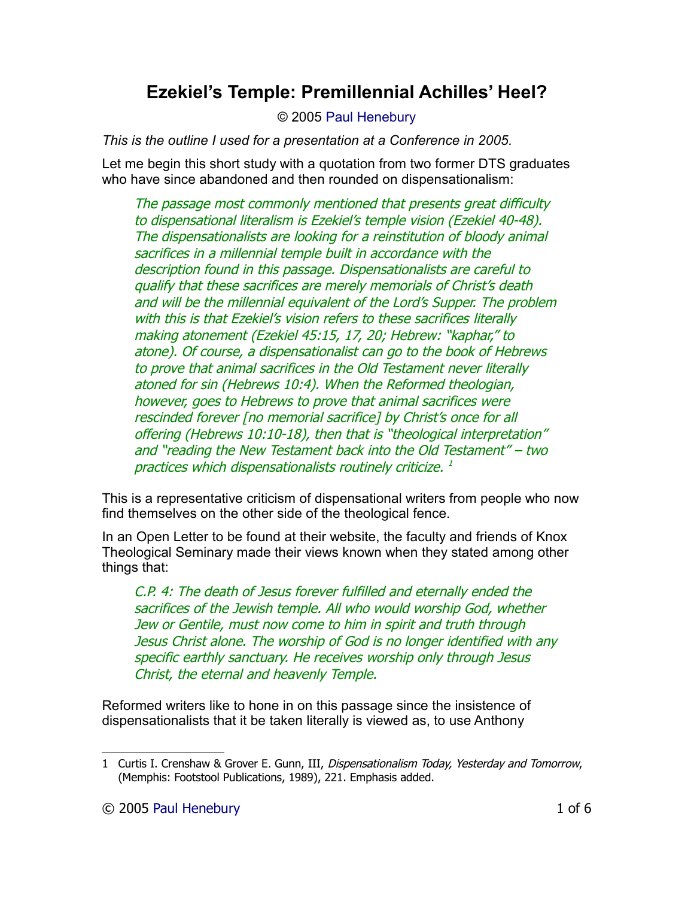# Ezekiel's Temple: Premillennial Achilles' Heel?

© 2005 Paul Henebury

*This is the outline I used for a presentation at a Conference in 2005.*

Let me begin this short study with a quotation from two former DTS graduates who have since abandoned and then rounded on dispensationalism:

> *The passage most commonly mentioned that presents great difficulty to dispensational literalism is Ezekiel's temple vision (Ezekiel 40-48). The dispensationalists are looking for a reinstitution of bloody animal sacrifices in a millennial temple built in accordance with the description found in this passage. Dispensationalists are careful to qualify that these sacrifices are merely memorials of Christ's death and will be the millennial equivalent of the Lord's Supper. The problem with this is that Ezekiel's vision refers to these sacrifices literally making atonement (Ezekiel 45:15, 17, 20; Hebrew: "kaphar," to atone). Of course, a dispensationalist can go to the book of Hebrews to prove that animal sacrifices in the Old Testament never literally atoned for sin (Hebrews 10:4). When the Reformed theologian, however, goes to Hebrews to prove that animal sacrifices were rescinded forever [no memorial sacrifice] by Christ's once for all offering (Hebrews 10:10-18), then that is "theological interpretation" and "reading the New Testament back into the Old Testament" – two practices which dispensationalists routinely criticize.* [1]

This is a representative criticism of dispensational writers from people who now find themselves on the other side of the theological fence.

In an Open Letter to be found at their website, the faculty and friends of Knox Theological Seminary made their views known when they stated among other things that:

> *C.P. 4: The death of Jesus forever fulfilled and eternally ended the sacrifices of the Jewish temple. All who would worship God, whether Jew or Gentile, must now come to him in spirit and truth through Jesus Christ alone. The worship of God is no longer identified with any specific earthly sanctuary. He receives worship only through Jesus Christ, the eternal and heavenly Temple.*

Reformed writers like to hone in on this passage since the insistence of dispensationalists that it be taken literally is viewed as, to use Anthony

---

1 Curtis I. Crenshaw & Grover E. Gunn, III, *Dispensationalism Today, Yesterday and Tomorrow*, (Memphis: Footstool Publications, 1989), 221. Emphasis added.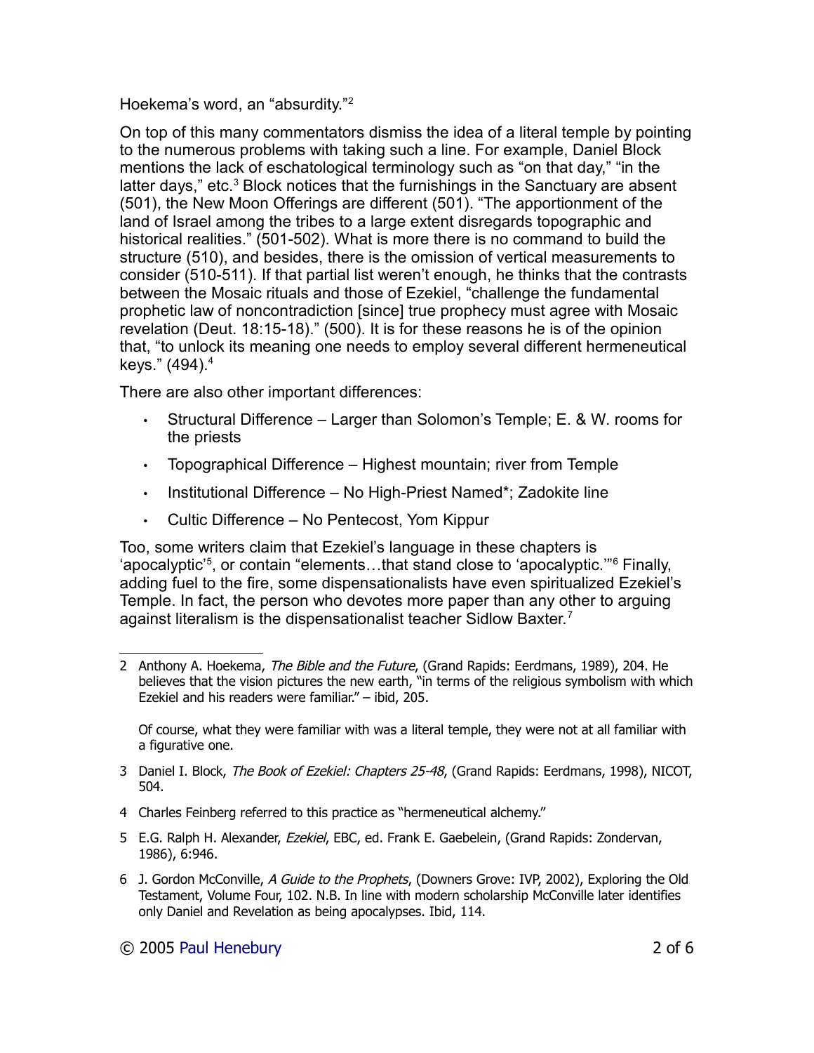Hoekema's word, an "absurdity."[2]

On top of this many commentators dismiss the idea of a literal temple by pointing to the numerous problems with taking such a line. For example, Daniel Block mentions the lack of eschatological terminology such as "on that day," "in the latter days," etc.[3] Block notices that the furnishings in the Sanctuary are absent (501), the New Moon Offerings are different (501). "The apportionment of the land of Israel among the tribes to a large extent disregards topographic and historical realities." (501-502). What is more there is no command to build the structure (510), and besides, there is the omission of vertical measurements to consider (510-511). If that partial list weren't enough, he thinks that the contrasts between the Mosaic rituals and those of Ezekiel, "challenge the fundamental prophetic law of noncontradiction [since] true prophecy must agree with Mosaic revelation (Deut. 18:15-18)." (500). It is for these reasons he is of the opinion that, "to unlock its meaning one needs to employ several different hermeneutical keys." (494).[4]

There are also other important differences:

- Structural Difference – Larger than Solomon's Temple; E. & W. rooms for the priests
- Topographical Difference – Highest mountain; river from Temple
- Institutional Difference – No High-Priest Named*; Zadokite line
- Cultic Difference – No Pentecost, Yom Kippur

Too, some writers claim that Ezekiel's language in these chapters is 'apocalyptic'[5], or contain "elements…that stand close to 'apocalyptic.'"[6] Finally, adding fuel to the fire, some dispensationalists have even spiritualized Ezekiel's Temple. In fact, the person who devotes more paper than any other to arguing against literalism is the dispensationalist teacher Sidlow Baxter.[7]

---

2 Anthony A. Hoekema, *The Bible and the Future*, (Grand Rapids: Eerdmans, 1989), 204. He believes that the vision pictures the new earth, "in terms of the religious symbolism with which Ezekiel and his readers were familiar." – ibid, 205.

Of course, what they were familiar with was a literal temple, they were not at all familiar with a figurative one.

3 Daniel I. Block, *The Book of Ezekiel: Chapters 25-48*, (Grand Rapids: Eerdmans, 1998), NICOT, 504.

4 Charles Feinberg referred to this practice as "hermeneutical alchemy."

5 E.G. Ralph H. Alexander, *Ezekiel*, EBC, ed. Frank E. Gaebelein, (Grand Rapids: Zondervan, 1986), 6:946.

6 J. Gordon McConville, *A Guide to the Prophets*, (Downers Grove: IVP, 2002), Exploring the Old Testament, Volume Four, 102. N.B. In line with modern scholarship McConville later identifies only Daniel and Revelation as being apocalypses. Ibid, 114.

© 2005 Paul Henebury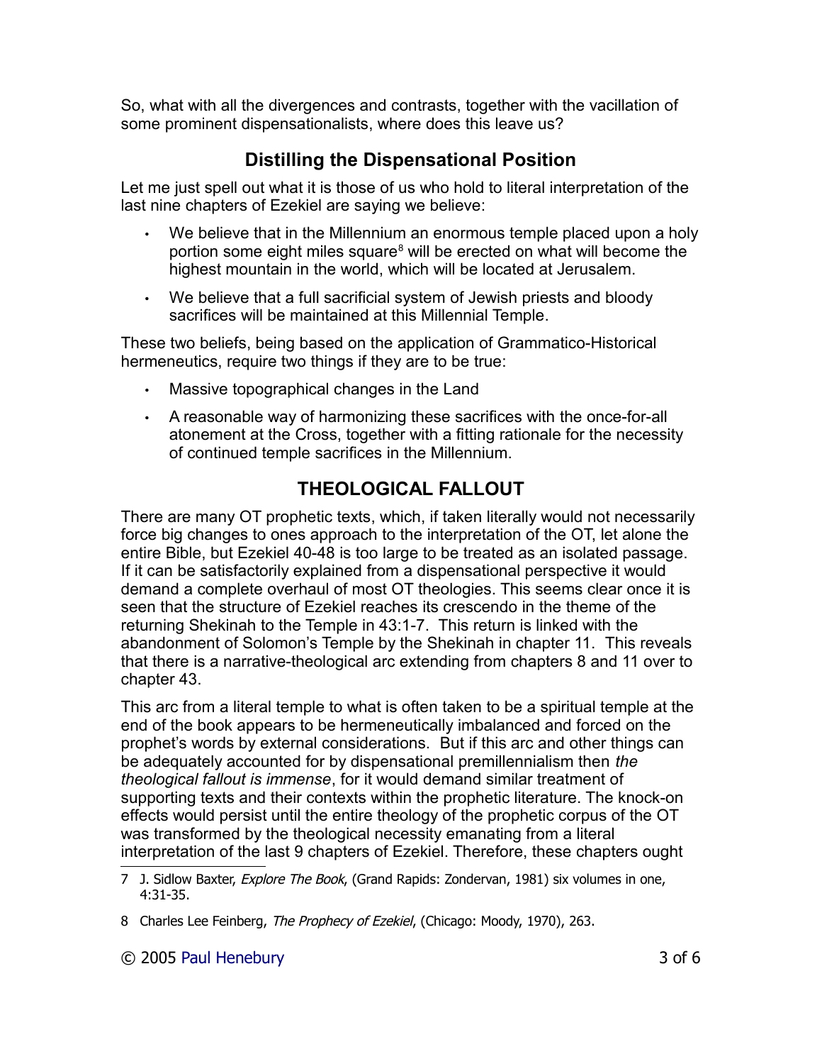So, what with all the divergences and contrasts, together with the vacillation of some prominent dispensationalists, where does this leave us?

## Distilling the Dispensational Position

Let me just spell out what it is those of us who hold to literal interpretation of the last nine chapters of Ezekiel are saying we believe:

- We believe that in the Millennium an enormous temple placed upon a holy portion some eight miles square[8] will be erected on what will become the highest mountain in the world, which will be located at Jerusalem.
- We believe that a full sacrificial system of Jewish priests and bloody sacrifices will be maintained at this Millennial Temple.

These two beliefs, being based on the application of Grammatico-Historical hermeneutics, require two things if they are to be true:

- Massive topographical changes in the Land
- A reasonable way of harmonizing these sacrifices with the once-for-all atonement at the Cross, together with a fitting rationale for the necessity of continued temple sacrifices in the Millennium.

## THEOLOGICAL FALLOUT

There are many OT prophetic texts, which, if taken literally would not necessarily force big changes to ones approach to the interpretation of the OT, let alone the entire Bible, but Ezekiel 40-48 is too large to be treated as an isolated passage. If it can be satisfactorily explained from a dispensational perspective it would demand a complete overhaul of most OT theologies. This seems clear once it is seen that the structure of Ezekiel reaches its crescendo in the theme of the returning Shekinah to the Temple in 43:1-7. This return is linked with the abandonment of Solomon's Temple by the Shekinah in chapter 11. This reveals that there is a narrative-theological arc extending from chapters 8 and 11 over to chapter 43.

This arc from a literal temple to what is often taken to be a spiritual temple at the end of the book appears to be hermeneutically imbalanced and forced on the prophet's words by external considerations. But if this arc and other things can be adequately accounted for by dispensational premillennialism then *the theological fallout is immense*, for it would demand similar treatment of supporting texts and their contexts within the prophetic literature. The knock-on effects would persist until the entire theology of the prophetic corpus of the OT was transformed by the theological necessity emanating from a literal interpretation of the last 9 chapters of Ezekiel. Therefore, these chapters ought

---

7 J. Sidlow Baxter, *Explore The Book*, (Grand Rapids: Zondervan, 1981) six volumes in one, 4:31-35.

8 Charles Lee Feinberg, *The Prophecy of Ezekiel*, (Chicago: Moody, 1970), 263.

© 2005 Paul Henebury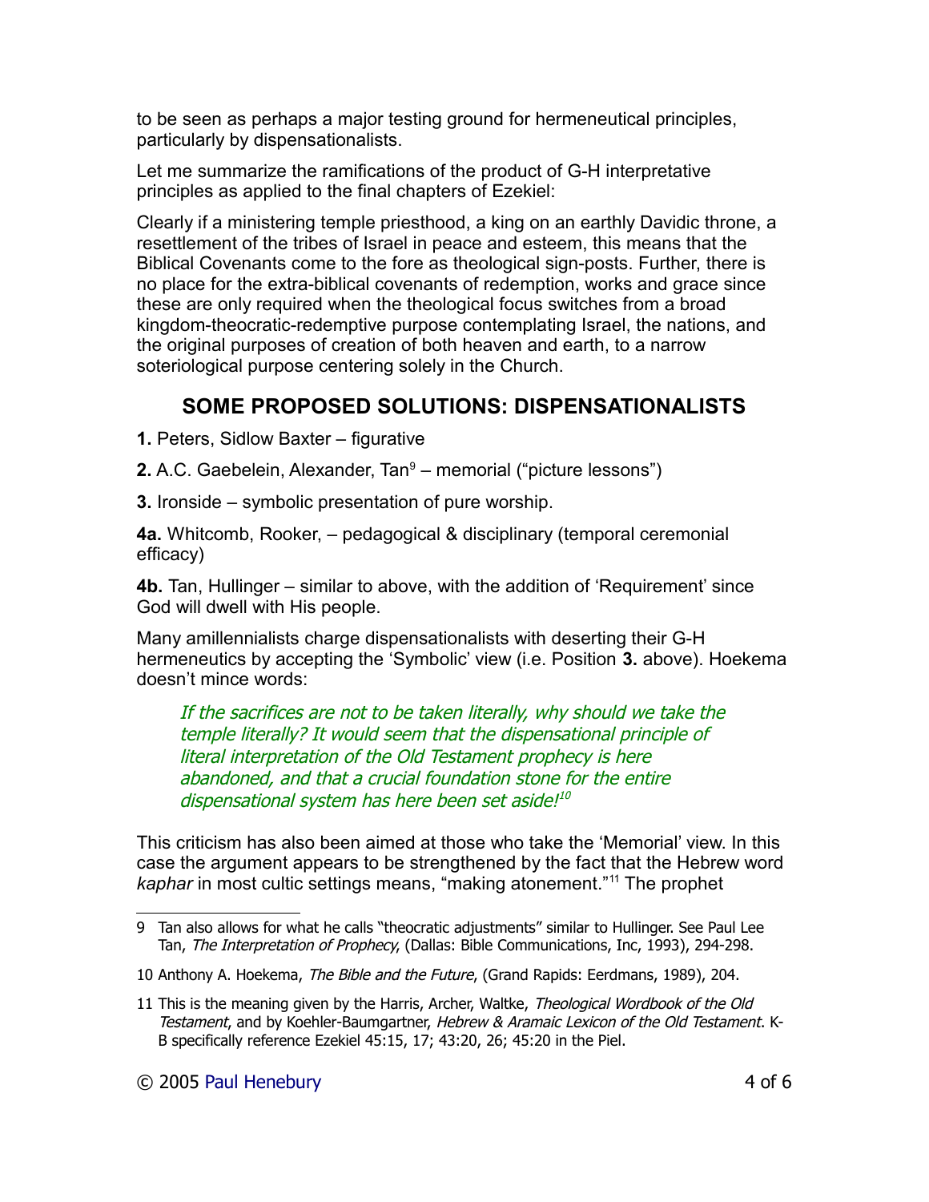to be seen as perhaps a major testing ground for hermeneutical principles, particularly by dispensationalists.

Let me summarize the ramifications of the product of G-H interpretative principles as applied to the final chapters of Ezekiel:

Clearly if a ministering temple priesthood, a king on an earthly Davidic throne, a resettlement of the tribes of Israel in peace and esteem, this means that the Biblical Covenants come to the fore as theological sign-posts. Further, there is no place for the extra-biblical covenants of redemption, works and grace since these are only required when the theological focus switches from a broad kingdom-theocratic-redemptive purpose contemplating Israel, the nations, and the original purposes of creation of both heaven and earth, to a narrow soteriological purpose centering solely in the Church.

## SOME PROPOSED SOLUTIONS: DISPENSATIONALISTS

**1.** Peters, Sidlow Baxter – figurative

**2.** A.C. Gaebelein, Alexander, Tan[9] – memorial ("picture lessons")

**3.** Ironside – symbolic presentation of pure worship.

**4a.** Whitcomb, Rooker, – pedagogical & disciplinary (temporal ceremonial efficacy)

**4b.** Tan, Hullinger – similar to above, with the addition of 'Requirement' since God will dwell with His people.

Many amillennialists charge dispensationalists with deserting their G-H hermeneutics by accepting the 'Symbolic' view (i.e. Position **3.** above). Hoekema doesn't mince words:

> *If the sacrifices are not to be taken literally, why should we take the temple literally? It would seem that the dispensational principle of literal interpretation of the Old Testament prophecy is here abandoned, and that a crucial foundation stone for the entire dispensational system has here been set aside!*[10]

This criticism has also been aimed at those who take the 'Memorial' view. In this case the argument appears to be strengthened by the fact that the Hebrew word *kaphar* in most cultic settings means, "making atonement."[11] The prophet

---

9 Tan also allows for what he calls "theocratic adjustments" similar to Hullinger. See Paul Lee Tan, *The Interpretation of Prophecy*, (Dallas: Bible Communications, Inc, 1993), 294-298.

10 Anthony A. Hoekema, *The Bible and the Future*, (Grand Rapids: Eerdmans, 1989), 204.

11 This is the meaning given by the Harris, Archer, Waltke, *Theological Wordbook of the Old Testament*, and by Koehler-Baumgartner, *Hebrew & Aramaic Lexicon of the Old Testament*. K-B specifically reference Ezekiel 45:15, 17; 43:20, 26; 45:20 in the Piel.

© 2005 Paul Henebury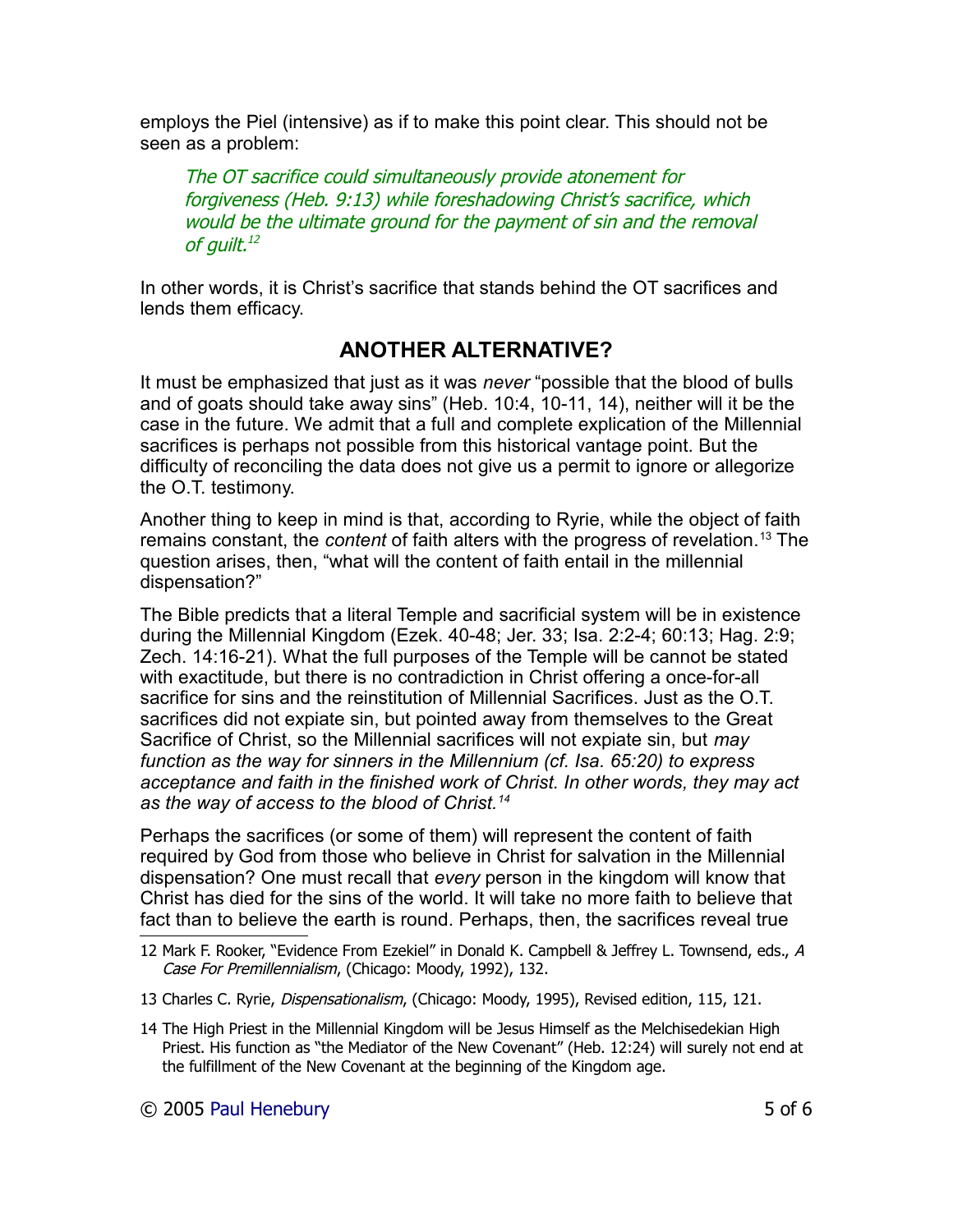employs the Piel (intensive) as if to make this point clear. This should not be seen as a problem:

> *The OT sacrifice could simultaneously provide atonement for forgiveness (Heb. 9:13) while foreshadowing Christ's sacrifice, which would be the ultimate ground for the payment of sin and the removal of guilt.*[12]

In other words, it is Christ's sacrifice that stands behind the OT sacrifices and lends them efficacy.

## ANOTHER ALTERNATIVE?

It must be emphasized that just as it was *never* "possible that the blood of bulls and of goats should take away sins" (Heb. 10:4, 10-11, 14), neither will it be the case in the future. We admit that a full and complete explication of the Millennial sacrifices is perhaps not possible from this historical vantage point. But the difficulty of reconciling the data does not give us a permit to ignore or allegorize the O.T. testimony.

Another thing to keep in mind is that, according to Ryrie, while the object of faith remains constant, the *content* of faith alters with the progress of revelation.[13] The question arises, then, "what will the content of faith entail in the millennial dispensation?"

The Bible predicts that a literal Temple and sacrificial system will be in existence during the Millennial Kingdom (Ezek. 40-48; Jer. 33; Isa. 2:2-4; 60:13; Hag. 2:9; Zech. 14:16-21). What the full purposes of the Temple will be cannot be stated with exactitude, but there is no contradiction in Christ offering a once-for-all sacrifice for sins and the reinstitution of Millennial Sacrifices. Just as the O.T. sacrifices did not expiate sin, but pointed away from themselves to the Great Sacrifice of Christ, so the Millennial sacrifices will not expiate sin, but *may function as the way for sinners in the Millennium (cf. Isa. 65:20) to express acceptance and faith in the finished work of Christ. In other words, they may act as the way of access to the blood of Christ.*[14]

Perhaps the sacrifices (or some of them) will represent the content of faith required by God from those who believe in Christ for salvation in the Millennial dispensation? One must recall that *every* person in the kingdom will know that Christ has died for the sins of the world. It will take no more faith to believe that fact than to believe the earth is round. Perhaps, then, the sacrifices reveal true

---

12 Mark F. Rooker, "Evidence From Ezekiel" in Donald K. Campbell & Jeffrey L. Townsend, eds., *A Case For Premillennialism*, (Chicago: Moody, 1992), 132.

13 Charles C. Ryrie, *Dispensationalism*, (Chicago: Moody, 1995), Revised edition, 115, 121.

14 The High Priest in the Millennial Kingdom will be Jesus Himself as the Melchisedekian High Priest. His function as "the Mediator of the New Covenant" (Heb. 12:24) will surely not end at the fulfillment of the New Covenant at the beginning of the Kingdom age.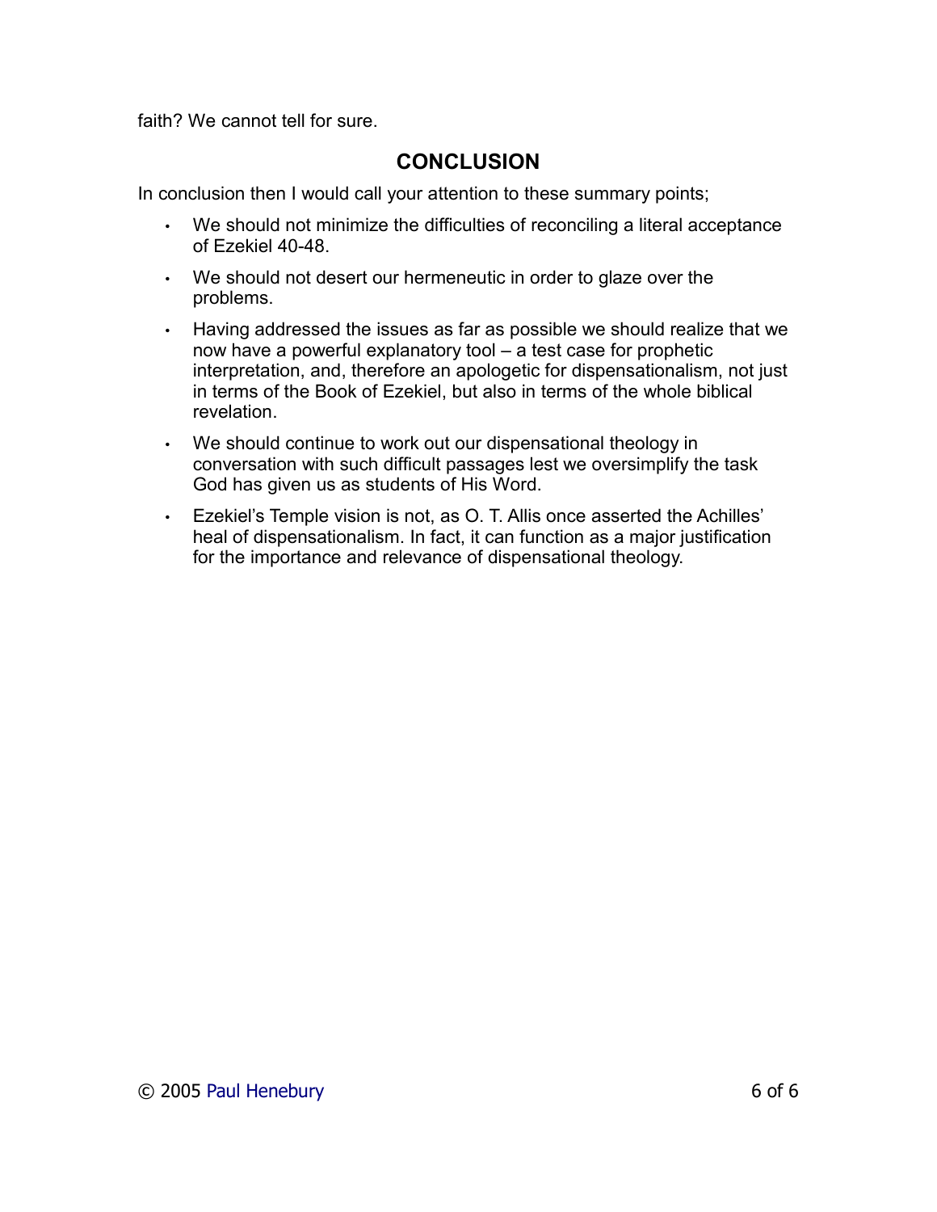faith? We cannot tell for sure.

## CONCLUSION

In conclusion then I would call your attention to these summary points;

- We should not minimize the difficulties of reconciling a literal acceptance of Ezekiel 40-48.
- We should not desert our hermeneutic in order to glaze over the problems.
- Having addressed the issues as far as possible we should realize that we now have a powerful explanatory tool – a test case for prophetic interpretation, and, therefore an apologetic for dispensationalism, not just in terms of the Book of Ezekiel, but also in terms of the whole biblical revelation.
- We should continue to work out our dispensational theology in conversation with such difficult passages lest we oversimplify the task God has given us as students of His Word.
- Ezekiel's Temple vision is not, as O. T. Allis once asserted the Achilles' heal of dispensationalism. In fact, it can function as a major justification for the importance and relevance of dispensational theology.

© 2005 Paul Henebury